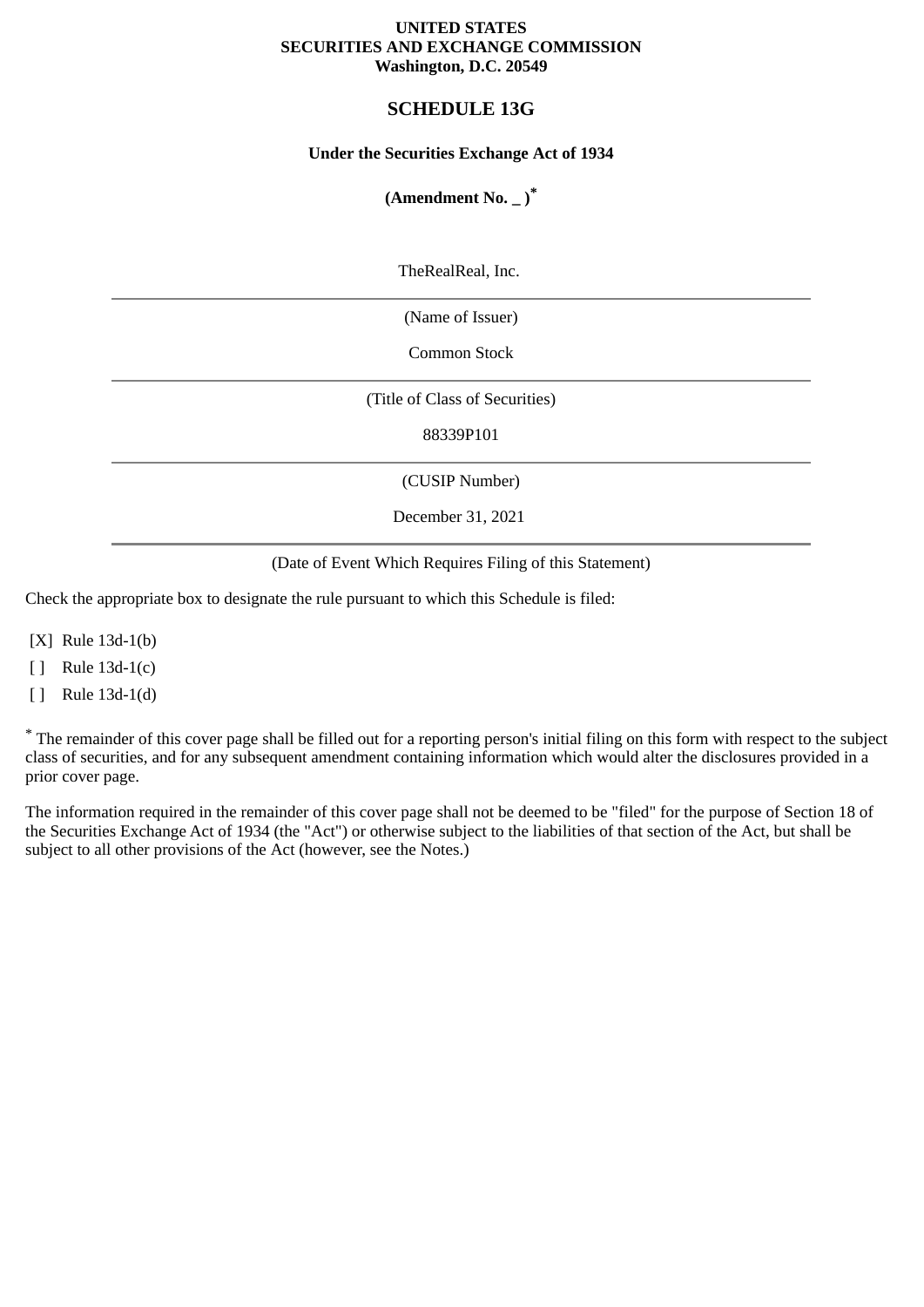**UNITED STATES**
**SECURITIES AND EXCHANGE COMMISSION**
**Washington, D.C. 20549**

# SCHEDULE 13G

**Under the Securities Exchange Act of 1934**

**(Amendment No. _ )***

TheRealReal, Inc.

---

(Name of Issuer)

Common Stock

---

(Title of Class of Securities)

88339P101

---

(CUSIP Number)

December 31, 2021

---

(Date of Event Which Requires Filing of this Statement)

Check the appropriate box to designate the rule pursuant to which this Schedule is filed:

[X] Rule 13d-1(b)

[ ] Rule 13d-1(c)

[ ] Rule 13d-1(d)

* The remainder of this cover page shall be filled out for a reporting person's initial filing on this form with respect to the subject class of securities, and for any subsequent amendment containing information which would alter the disclosures provided in a prior cover page.

The information required in the remainder of this cover page shall not be deemed to be "filed" for the purpose of Section 18 of the Securities Exchange Act of 1934 (the "Act") or otherwise subject to the liabilities of that section of the Act, but shall be subject to all other provisions of the Act (however, see the Notes.)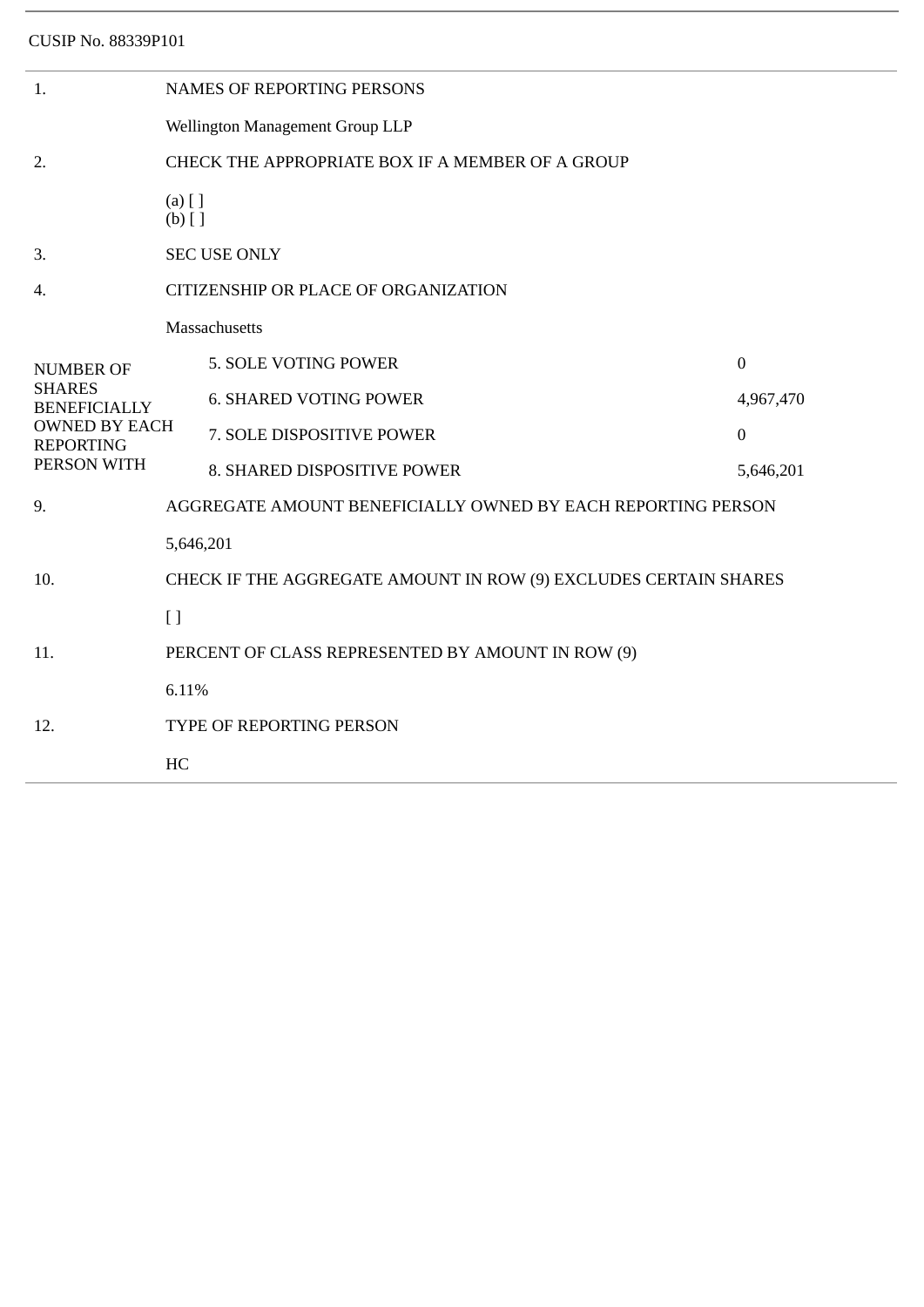CUSIP No. 88339P101

| | | |
|---|---|---|
| 1. | NAMES OF REPORTING PERSONS | |
| | Wellington Management Group LLP | |
| 2. | CHECK THE APPROPRIATE BOX IF A MEMBER OF A GROUP | |
| | (a) [ ]<br>(b) [ ] | |
| 3. | SEC USE ONLY | |
| 4. | CITIZENSHIP OR PLACE OF ORGANIZATION | |
| | Massachusetts | |
| NUMBER OF SHARES BENEFICIALLY OWNED BY EACH REPORTING PERSON WITH | 5. SOLE VOTING POWER | 0 |
| | 6. SHARED VOTING POWER | 4,967,470 |
| | 7. SOLE DISPOSITIVE POWER | 0 |
| | 8. SHARED DISPOSITIVE POWER | 5,646,201 |
| 9. | AGGREGATE AMOUNT BENEFICIALLY OWNED BY EACH REPORTING PERSON | |
| | 5,646,201 | |
| 10. | CHECK IF THE AGGREGATE AMOUNT IN ROW (9) EXCLUDES CERTAIN SHARES | |
| | [ ] | |
| 11. | PERCENT OF CLASS REPRESENTED BY AMOUNT IN ROW (9) | |
| | 6.11% | |
| 12. | TYPE OF REPORTING PERSON | |
| | HC | |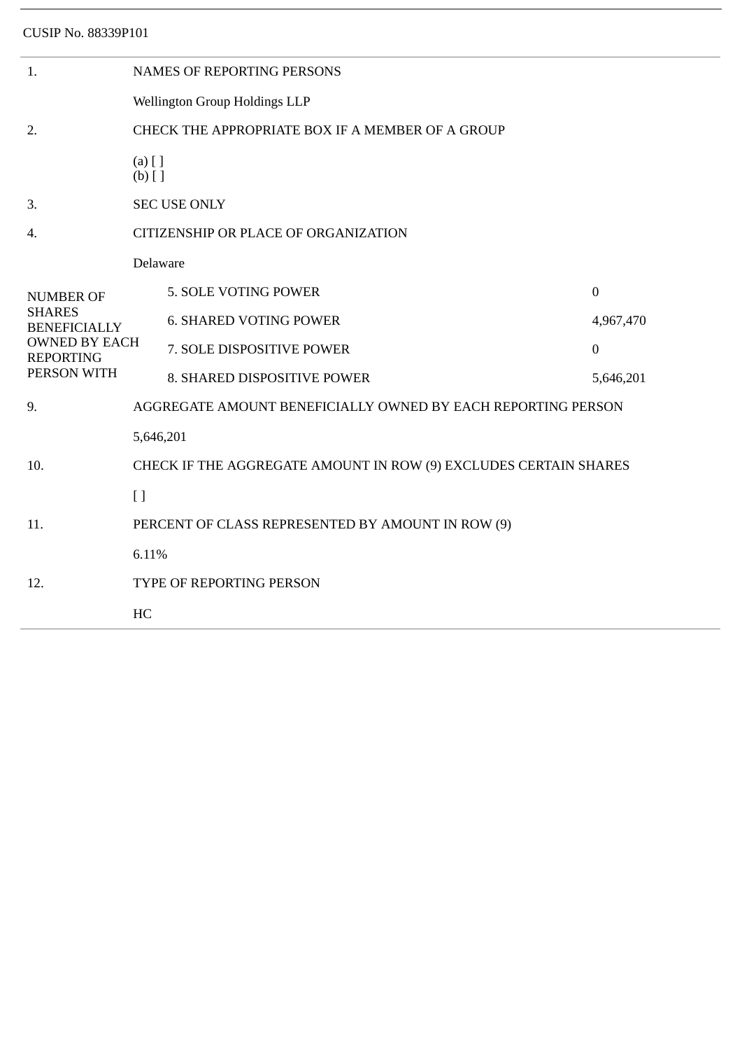CUSIP No. 88339P101

| | | |
|---|---|---|
| 1. | NAMES OF REPORTING PERSONS | |
| | Wellington Group Holdings LLP | |
| 2. | CHECK THE APPROPRIATE BOX IF A MEMBER OF A GROUP | |
| | (a) [ ]<br>(b) [ ] | |
| 3. | SEC USE ONLY | |
| 4. | CITIZENSHIP OR PLACE OF ORGANIZATION | |
| | Delaware | |
| NUMBER OF SHARES BENEFICIALLY OWNED BY EACH REPORTING PERSON WITH | 5. SOLE VOTING POWER | 0 |
| | 6. SHARED VOTING POWER | 4,967,470 |
| | 7. SOLE DISPOSITIVE POWER | 0 |
| | 8. SHARED DISPOSITIVE POWER | 5,646,201 |
| 9. | AGGREGATE AMOUNT BENEFICIALLY OWNED BY EACH REPORTING PERSON | |
| | 5,646,201 | |
| 10. | CHECK IF THE AGGREGATE AMOUNT IN ROW (9) EXCLUDES CERTAIN SHARES | |
| | [ ] | |
| 11. | PERCENT OF CLASS REPRESENTED BY AMOUNT IN ROW (9) | |
| | 6.11% | |
| 12. | TYPE OF REPORTING PERSON | |
| | HC | |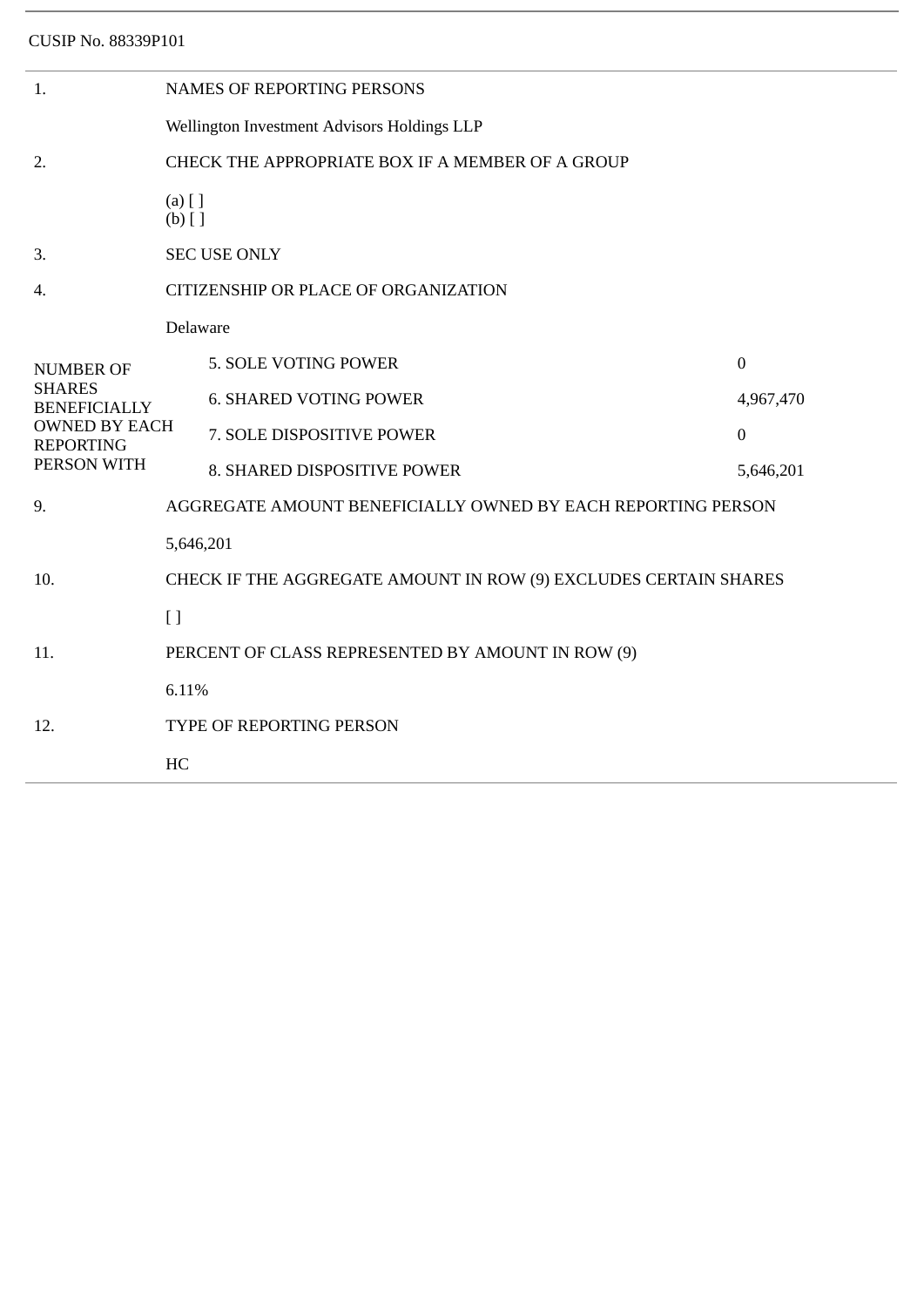CUSIP No. 88339P101

| | | |
|---|---|---|
| 1. | NAMES OF REPORTING PERSONS | |
| | Wellington Investment Advisors Holdings LLP | |
| 2. | CHECK THE APPROPRIATE BOX IF A MEMBER OF A GROUP | |
| | (a) [ ]<br>(b) [ ] | |
| 3. | SEC USE ONLY | |
| 4. | CITIZENSHIP OR PLACE OF ORGANIZATION | |
| | Delaware | |
| NUMBER OF SHARES BENEFICIALLY OWNED BY EACH REPORTING PERSON WITH | 5. SOLE VOTING POWER | 0 |
| | 6. SHARED VOTING POWER | 4,967,470 |
| | 7. SOLE DISPOSITIVE POWER | 0 |
| | 8. SHARED DISPOSITIVE POWER | 5,646,201 |
| 9. | AGGREGATE AMOUNT BENEFICIALLY OWNED BY EACH REPORTING PERSON | |
| | 5,646,201 | |
| 10. | CHECK IF THE AGGREGATE AMOUNT IN ROW (9) EXCLUDES CERTAIN SHARES | |
| | [ ] | |
| 11. | PERCENT OF CLASS REPRESENTED BY AMOUNT IN ROW (9) | |
| | 6.11% | |
| 12. | TYPE OF REPORTING PERSON | |
| | HC | |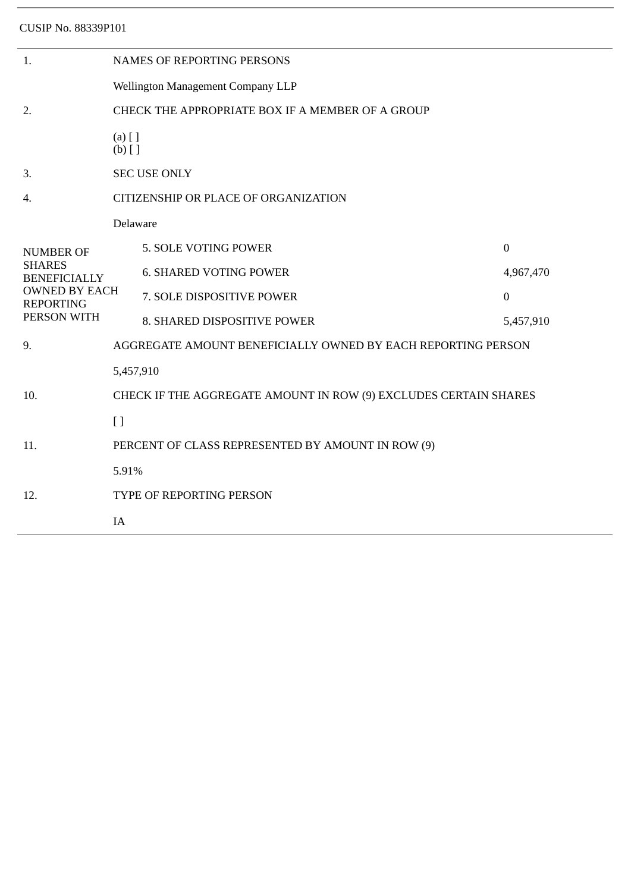CUSIP No. 88339P101

| | | |
|---|---|---|
| 1. | NAMES OF REPORTING PERSONS<br><br>Wellington Management Company LLP | |
| 2. | CHECK THE APPROPRIATE BOX IF A MEMBER OF A GROUP<br><br>(a) [ ]<br>(b) [ ] | |
| 3. | SEC USE ONLY | |
| 4. | CITIZENSHIP OR PLACE OF ORGANIZATION<br><br>Delaware | |
| NUMBER OF SHARES BENEFICIALLY OWNED BY EACH REPORTING PERSON WITH | 5. SOLE VOTING POWER | 0 |
| | 6. SHARED VOTING POWER | 4,967,470 |
| | 7. SOLE DISPOSITIVE POWER | 0 |
| | 8. SHARED DISPOSITIVE POWER | 5,457,910 |
| 9. | AGGREGATE AMOUNT BENEFICIALLY OWNED BY EACH REPORTING PERSON<br><br>5,457,910 | |
| 10. | CHECK IF THE AGGREGATE AMOUNT IN ROW (9) EXCLUDES CERTAIN SHARES<br><br>[ ] | |
| 11. | PERCENT OF CLASS REPRESENTED BY AMOUNT IN ROW (9)<br><br>5.91% | |
| 12. | TYPE OF REPORTING PERSON<br><br>IA | |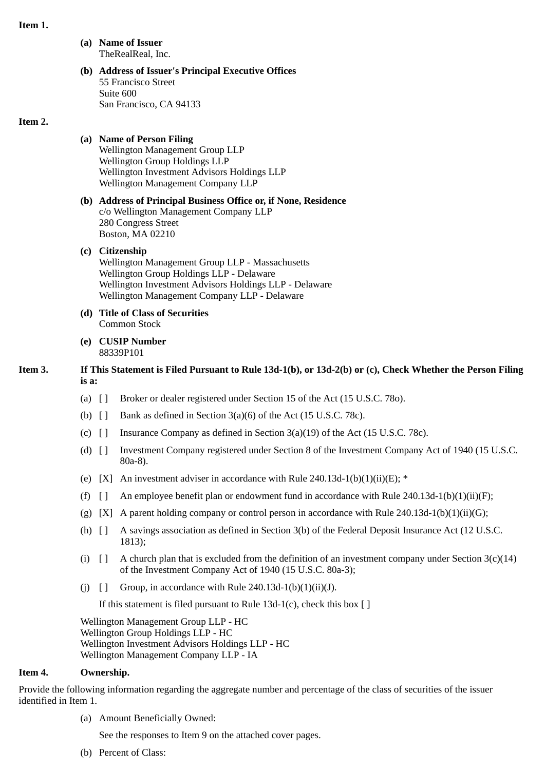**Item 1.**

**(a) Name of Issuer**
TheRealReal, Inc.

**(b) Address of Issuer's Principal Executive Offices**
55 Francisco Street
Suite 600
San Francisco, CA 94133

**Item 2.**

**(a) Name of Person Filing**
Wellington Management Group LLP
Wellington Group Holdings LLP
Wellington Investment Advisors Holdings LLP
Wellington Management Company LLP

**(b) Address of Principal Business Office or, if None, Residence**
c/o Wellington Management Company LLP
280 Congress Street
Boston, MA 02210

**(c) Citizenship**
Wellington Management Group LLP - Massachusetts
Wellington Group Holdings LLP - Delaware
Wellington Investment Advisors Holdings LLP - Delaware
Wellington Management Company LLP - Delaware

**(d) Title of Class of Securities**
Common Stock

**(e) CUSIP Number**
88339P101

**Item 3. If This Statement is Filed Pursuant to Rule 13d-1(b), or 13d-2(b) or (c), Check Whether the Person Filing is a:**

(a) [ ] Broker or dealer registered under Section 15 of the Act (15 U.S.C. 78o).

(b) [ ] Bank as defined in Section 3(a)(6) of the Act (15 U.S.C. 78c).

(c) [ ] Insurance Company as defined in Section 3(a)(19) of the Act (15 U.S.C. 78c).

(d) [ ] Investment Company registered under Section 8 of the Investment Company Act of 1940 (15 U.S.C. 80a-8).

(e) [X] An investment adviser in accordance with Rule 240.13d-1(b)(1)(ii)(E); *

(f) [ ] An employee benefit plan or endowment fund in accordance with Rule 240.13d-1(b)(1)(ii)(F);

(g) [X] A parent holding company or control person in accordance with Rule 240.13d-1(b)(1)(ii)(G);

(h) [ ] A savings association as defined in Section 3(b) of the Federal Deposit Insurance Act (12 U.S.C. 1813);

(i) [ ] A church plan that is excluded from the definition of an investment company under Section 3(c)(14) of the Investment Company Act of 1940 (15 U.S.C. 80a-3);

(j) [ ] Group, in accordance with Rule 240.13d-1(b)(1)(ii)(J).

If this statement is filed pursuant to Rule 13d-1(c), check this box [ ]

Wellington Management Group LLP - HC
Wellington Group Holdings LLP - HC
Wellington Investment Advisors Holdings LLP - HC
Wellington Management Company LLP - IA

**Item 4. Ownership.**

Provide the following information regarding the aggregate number and percentage of the class of securities of the issuer identified in Item 1.

(a) Amount Beneficially Owned:

See the responses to Item 9 on the attached cover pages.

(b) Percent of Class: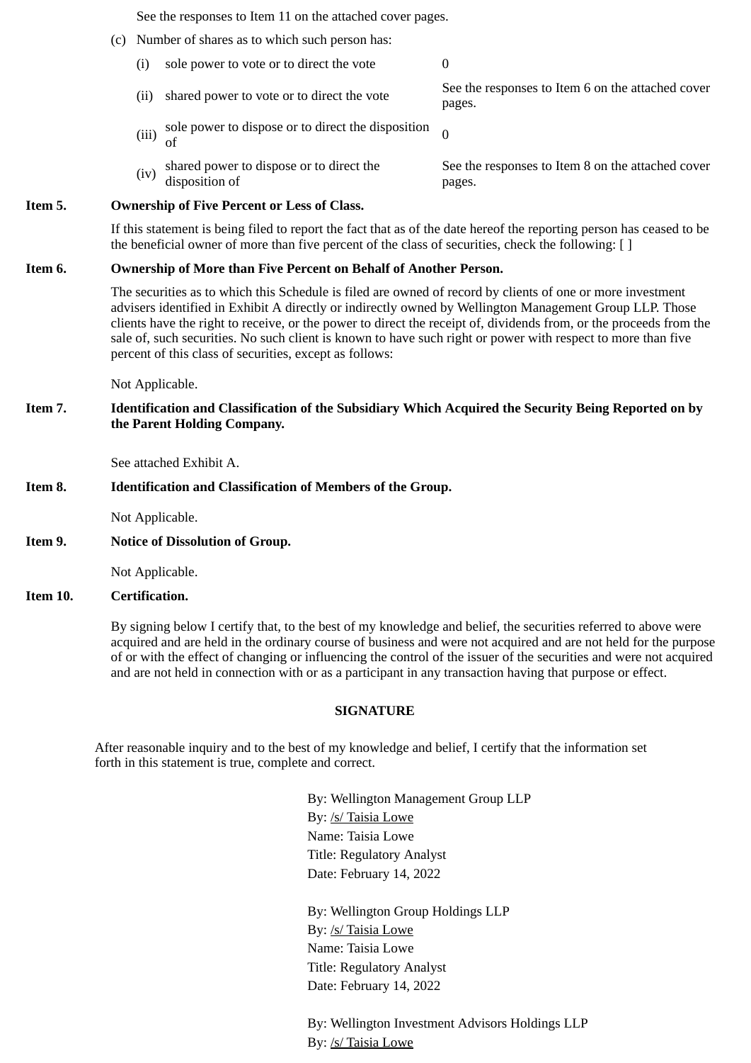See the responses to Item 11 on the attached cover pages.

(c) Number of shares as to which such person has:

| | | |
|---|---|---|
| (i) | sole power to vote or to direct the vote | 0 |
| (ii) | shared power to vote or to direct the vote | See the responses to Item 6 on the attached cover pages. |
| (iii) | sole power to dispose or to direct the disposition of | 0 |
| (iv) | shared power to dispose or to direct the disposition of | See the responses to Item 8 on the attached cover pages. |

**Item 5. Ownership of Five Percent or Less of Class.**

If this statement is being filed to report the fact that as of the date hereof the reporting person has ceased to be the beneficial owner of more than five percent of the class of securities, check the following: [ ]

**Item 6. Ownership of More than Five Percent on Behalf of Another Person.**

The securities as to which this Schedule is filed are owned of record by clients of one or more investment advisers identified in Exhibit A directly or indirectly owned by Wellington Management Group LLP. Those clients have the right to receive, or the power to direct the receipt of, dividends from, or the proceeds from the sale of, such securities. No such client is known to have such right or power with respect to more than five percent of this class of securities, except as follows:

Not Applicable.

**Item 7. Identification and Classification of the Subsidiary Which Acquired the Security Being Reported on by the Parent Holding Company.**

See attached Exhibit A.

**Item 8. Identification and Classification of Members of the Group.**

Not Applicable.

**Item 9. Notice of Dissolution of Group.**

Not Applicable.

**Item 10. Certification.**

By signing below I certify that, to the best of my knowledge and belief, the securities referred to above were acquired and are held in the ordinary course of business and were not acquired and are not held for the purpose of or with the effect of changing or influencing the control of the issuer of the securities and were not acquired and are not held in connection with or as a participant in any transaction having that purpose or effect.

**SIGNATURE**

After reasonable inquiry and to the best of my knowledge and belief, I certify that the information set forth in this statement is true, complete and correct.

By: Wellington Management Group LLP
By: /s/ Taisia Lowe
Name: Taisia Lowe
Title: Regulatory Analyst
Date: February 14, 2022

By: Wellington Group Holdings LLP
By: /s/ Taisia Lowe
Name: Taisia Lowe
Title: Regulatory Analyst
Date: February 14, 2022

By: Wellington Investment Advisors Holdings LLP
By: /s/ Taisia Lowe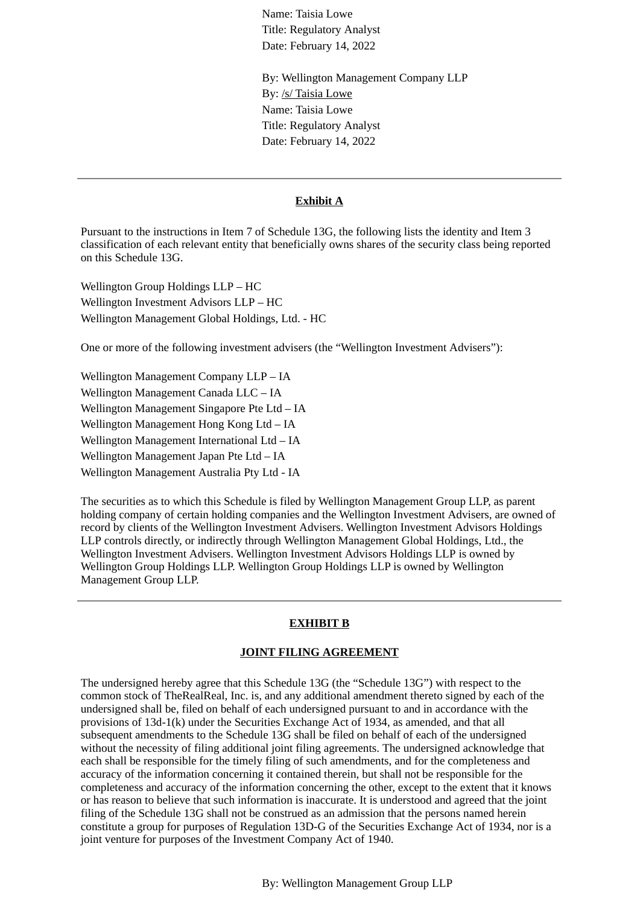Name: Taisia Lowe
Title: Regulatory Analyst
Date: February 14, 2022

By: Wellington Management Company LLP
By: /s/ Taisia Lowe
Name: Taisia Lowe
Title: Regulatory Analyst
Date: February 14, 2022

---

## Exhibit A

Pursuant to the instructions in Item 7 of Schedule 13G, the following lists the identity and Item 3 classification of each relevant entity that beneficially owns shares of the security class being reported on this Schedule 13G.

Wellington Group Holdings LLP – HC
Wellington Investment Advisors LLP – HC
Wellington Management Global Holdings, Ltd. - HC

One or more of the following investment advisers (the "Wellington Investment Advisers"):

Wellington Management Company LLP – IA
Wellington Management Canada LLC – IA
Wellington Management Singapore Pte Ltd – IA
Wellington Management Hong Kong Ltd – IA
Wellington Management International Ltd – IA
Wellington Management Japan Pte Ltd – IA
Wellington Management Australia Pty Ltd - IA

The securities as to which this Schedule is filed by Wellington Management Group LLP, as parent holding company of certain holding companies and the Wellington Investment Advisers, are owned of record by clients of the Wellington Investment Advisers. Wellington Investment Advisors Holdings LLP controls directly, or indirectly through Wellington Management Global Holdings, Ltd., the Wellington Investment Advisers. Wellington Investment Advisors Holdings LLP is owned by Wellington Group Holdings LLP. Wellington Group Holdings LLP is owned by Wellington Management Group LLP.

---

## EXHIBIT B

### JOINT FILING AGREEMENT

The undersigned hereby agree that this Schedule 13G (the "Schedule 13G") with respect to the common stock of TheRealReal, Inc. is, and any additional amendment thereto signed by each of the undersigned shall be, filed on behalf of each undersigned pursuant to and in accordance with the provisions of 13d-1(k) under the Securities Exchange Act of 1934, as amended, and that all subsequent amendments to the Schedule 13G shall be filed on behalf of each of the undersigned without the necessity of filing additional joint filing agreements. The undersigned acknowledge that each shall be responsible for the timely filing of such amendments, and for the completeness and accuracy of the information concerning it contained therein, but shall not be responsible for the completeness and accuracy of the information concerning the other, except to the extent that it knows or has reason to believe that such information is inaccurate. It is understood and agreed that the joint filing of the Schedule 13G shall not be construed as an admission that the persons named herein constitute a group for purposes of Regulation 13D-G of the Securities Exchange Act of 1934, nor is a joint venture for purposes of the Investment Company Act of 1940.

By: Wellington Management Group LLP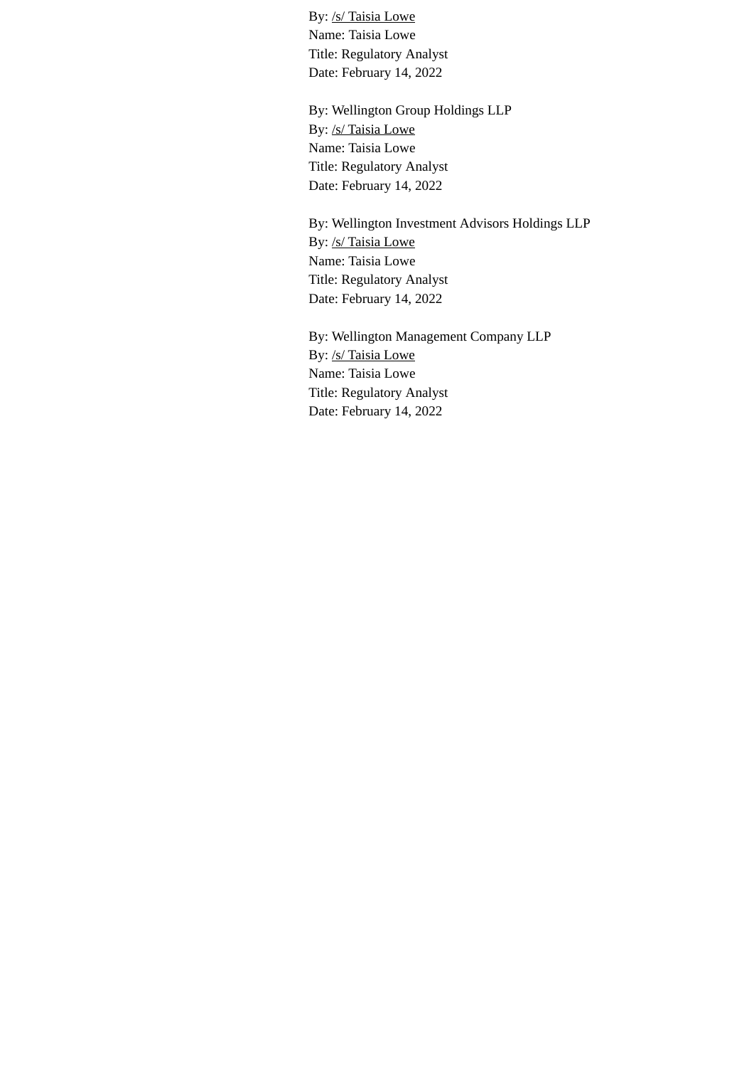By: /s/ Taisia Lowe
Name: Taisia Lowe
Title: Regulatory Analyst
Date: February 14, 2022

By: Wellington Group Holdings LLP
By: /s/ Taisia Lowe
Name: Taisia Lowe
Title: Regulatory Analyst
Date: February 14, 2022

By: Wellington Investment Advisors Holdings LLP
By: /s/ Taisia Lowe
Name: Taisia Lowe
Title: Regulatory Analyst
Date: February 14, 2022

By: Wellington Management Company LLP
By: /s/ Taisia Lowe
Name: Taisia Lowe
Title: Regulatory Analyst
Date: February 14, 2022